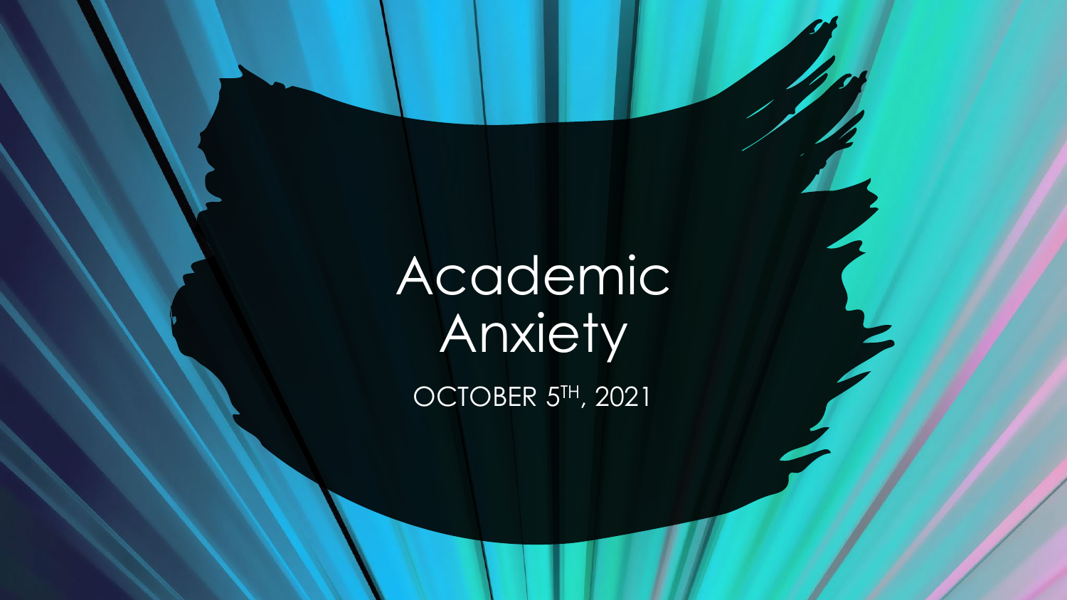# Academic Anxiety

OCTOBER 5TH, 2021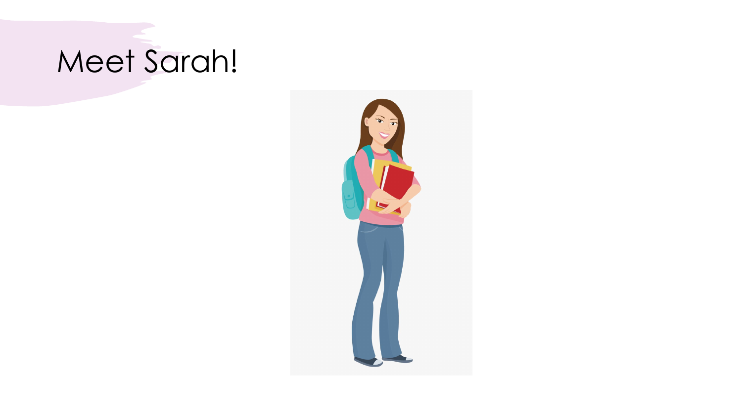# Meet Sarah!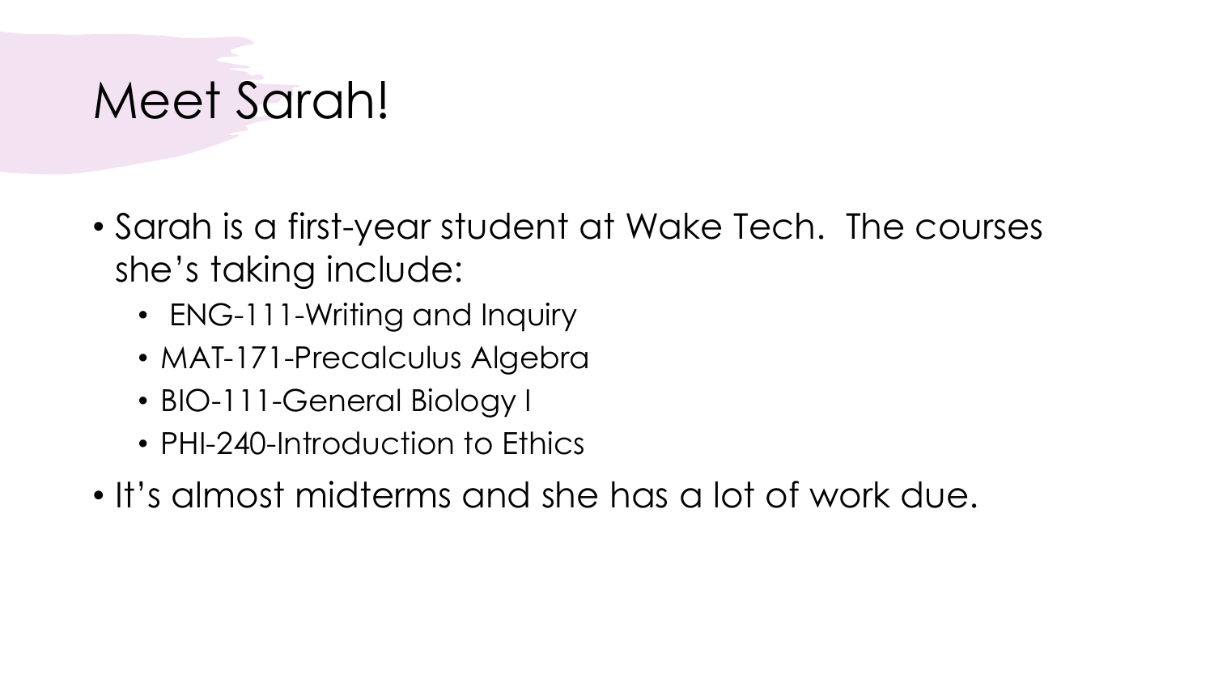# Meet Sarah!

- Sarah is a first-year student at Wake Tech. The courses she's taking include:
  - ENG-111-Writing and Inquiry
  - MAT-171-Precalculus Algebra
  - BIO-111-General Biology I
  - PHI-240-Introduction to Ethics
- It's almost midterms and she has a lot of work due.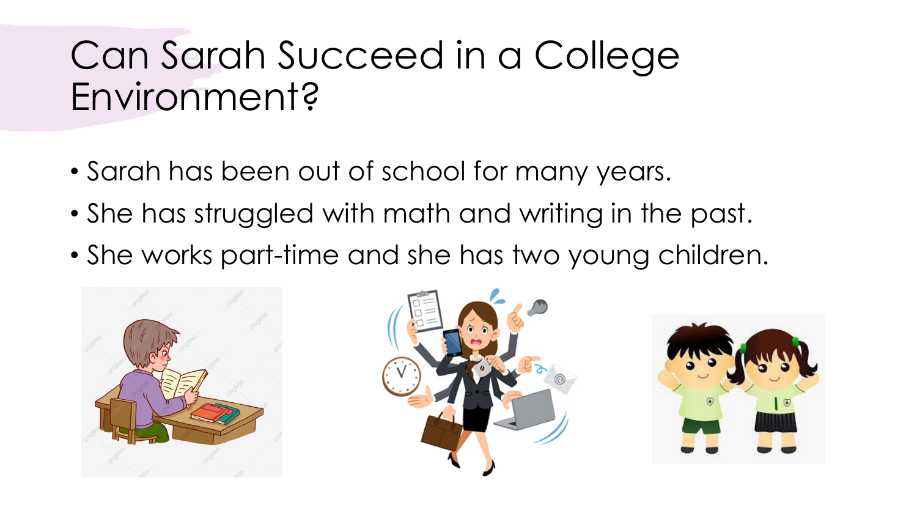# Can Sarah Succeed in a College Environment?

- Sarah has been out of school for many years.
- She has struggled with math and writing in the past.
- She works part-time and she has two young children.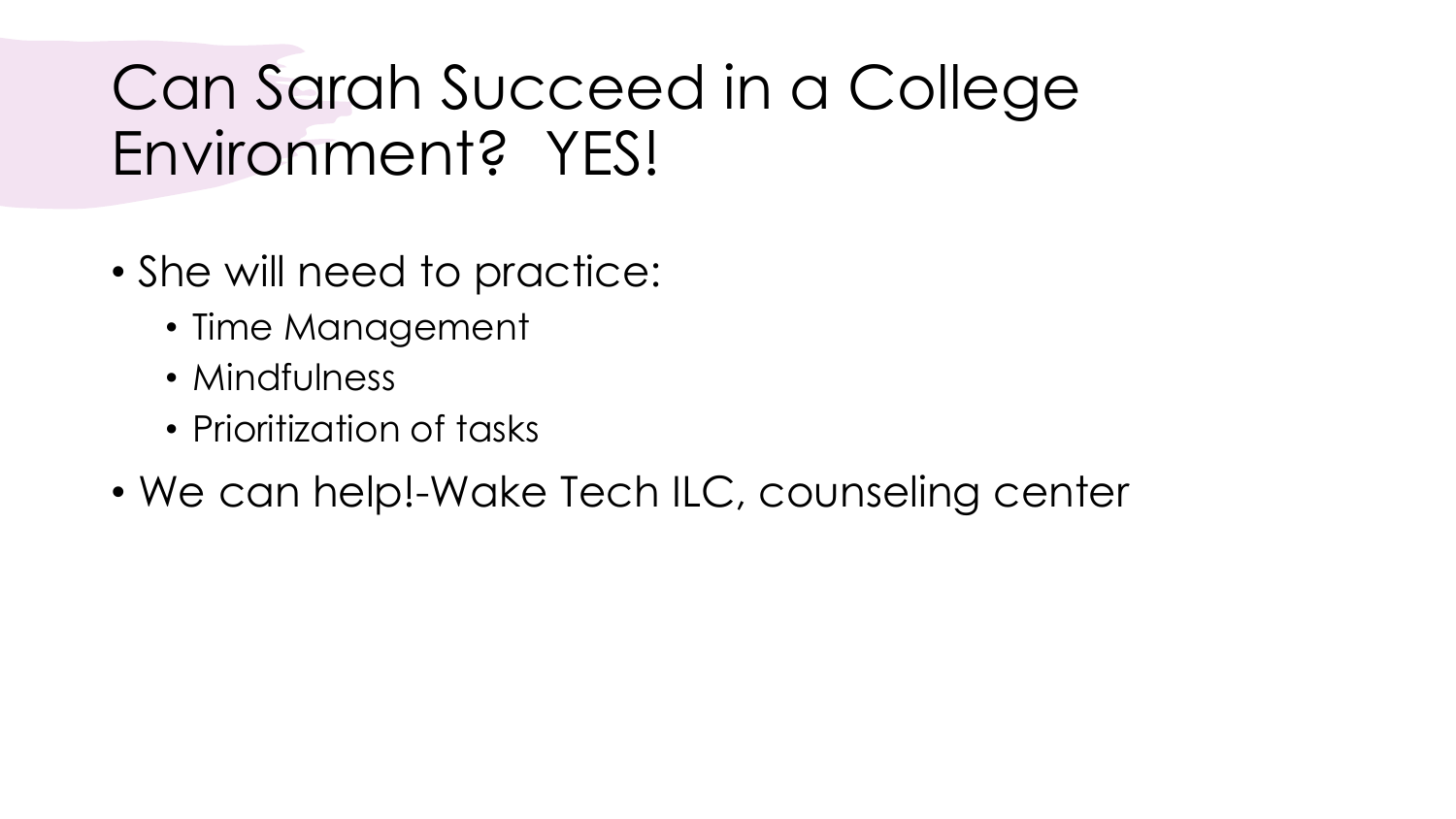# Can Sarah Succeed in a College Environment? YES!

- She will need to practice:
  - Time Management
  - Mindfulness
  - Prioritization of tasks
- We can help!-Wake Tech ILC, counseling center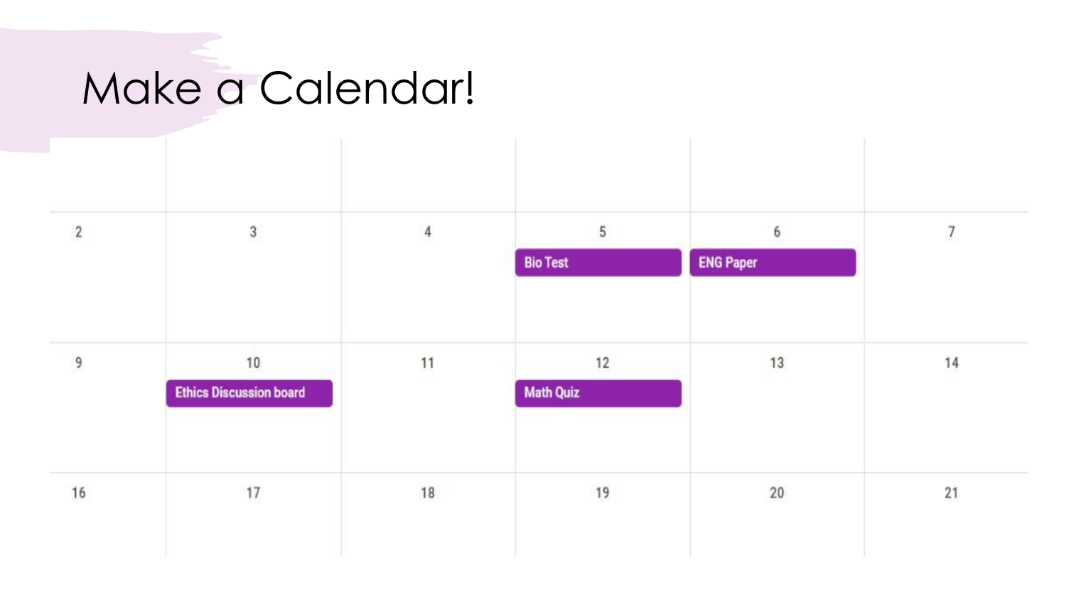# Make a Calendar!

| | | | | | |
|---|---|---|---|---|---|
| | | | | | |
| 2 | 3 | 4 | 5<br>Bio Test | 6<br>ENG Paper | 7 |
| 9 | 10<br>Ethics Discussion board | 11 | 12<br>Math Quiz | 13 | 14 |
| 16 | 17 | 18 | 19 | 20 | 21 |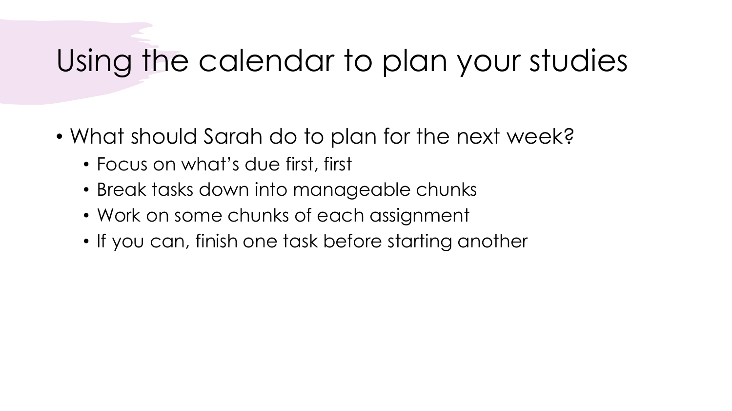# Using the calendar to plan your studies

- What should Sarah do to plan for the next week?
  - Focus on what's due first, first
  - Break tasks down into manageable chunks
  - Work on some chunks of each assignment
  - If you can, finish one task before starting another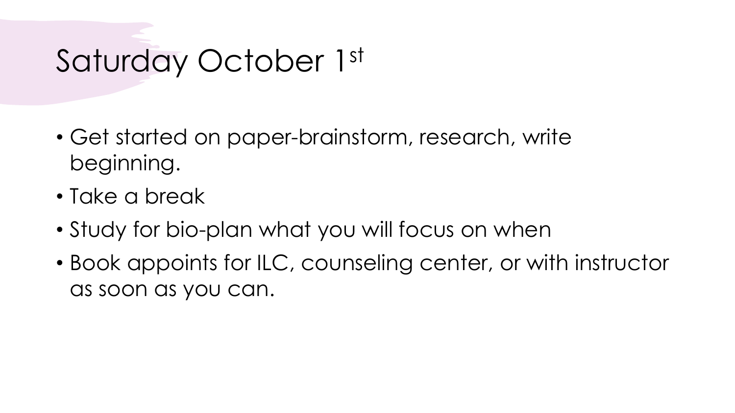# Saturday October 1st

- Get started on paper-brainstorm, research, write beginning.
- Take a break
- Study for bio-plan what you will focus on when
- Book appoints for ILC, counseling center, or with instructor as soon as you can.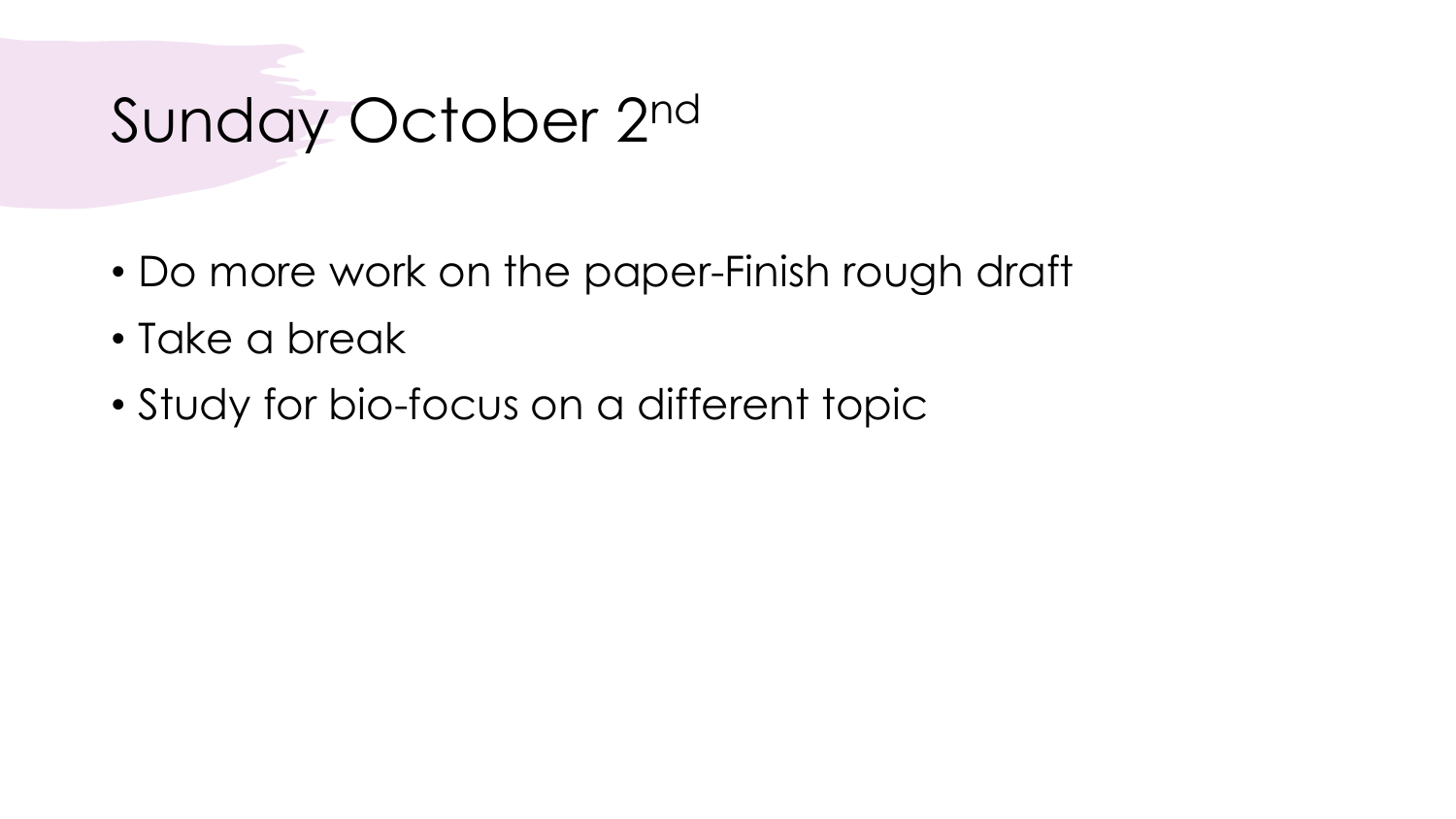# Sunday October 2nd

- Do more work on the paper-Finish rough draft
- Take a break
- Study for bio-focus on a different topic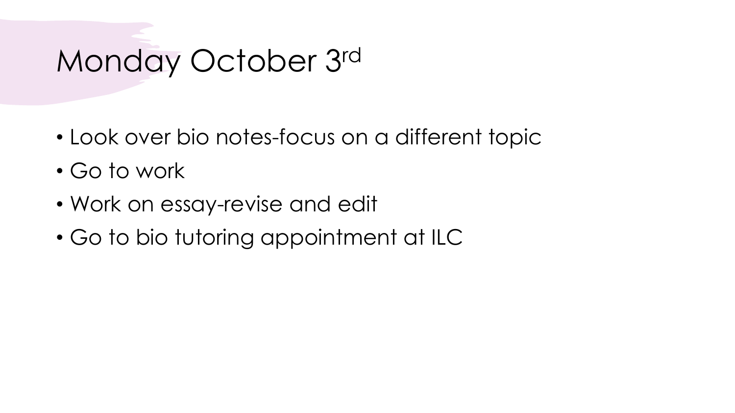# Monday October 3rd

- Look over bio notes-focus on a different topic
- Go to work
- Work on essay-revise and edit
- Go to bio tutoring appointment at ILC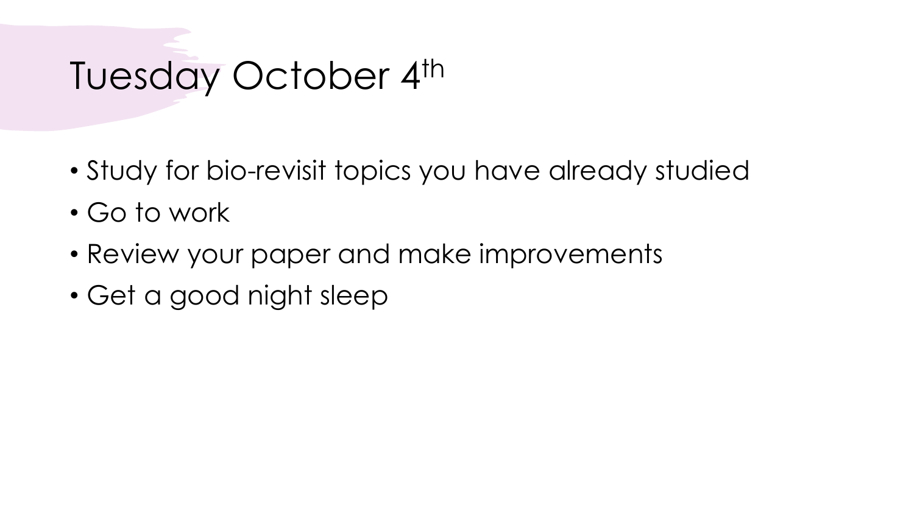# Tuesday October 4th

- Study for bio-revisit topics you have already studied
- Go to work
- Review your paper and make improvements
- Get a good night sleep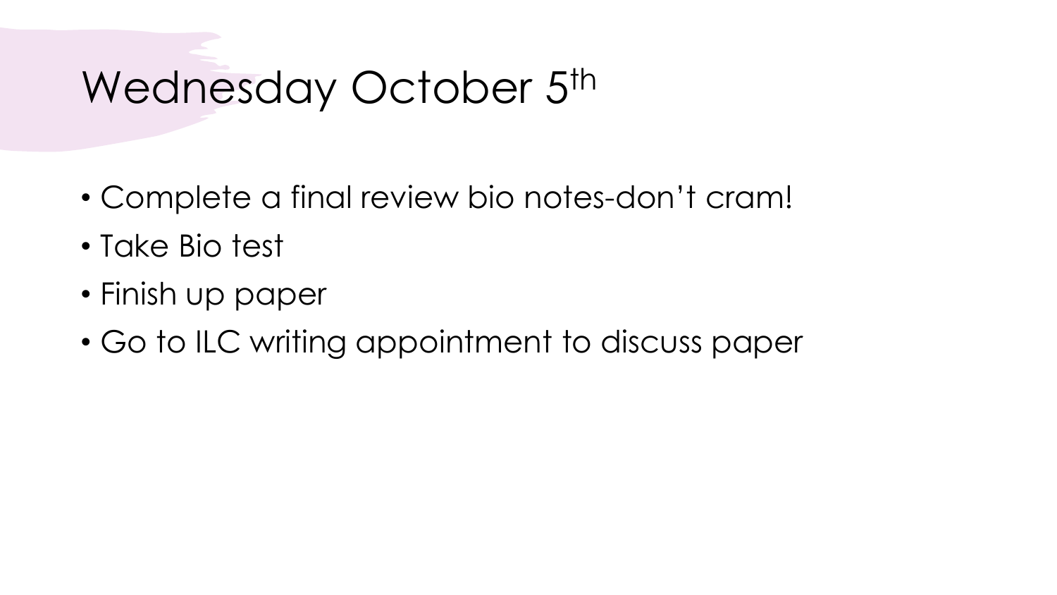# Wednesday October 5th

- Complete a final review bio notes-don't cram!
- Take Bio test
- Finish up paper
- Go to ILC writing appointment to discuss paper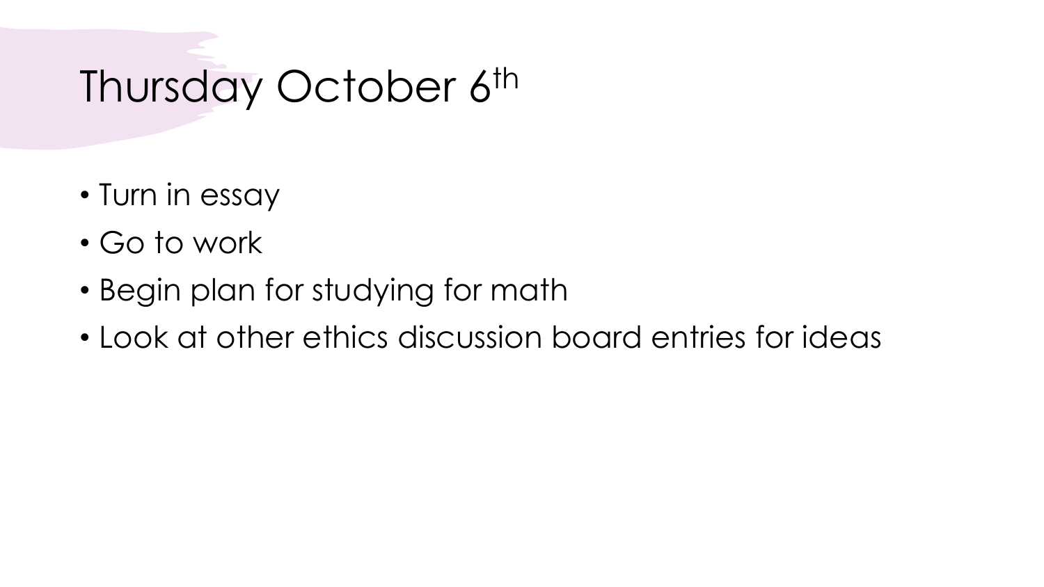# Thursday October 6th

- Turn in essay
- Go to work
- Begin plan for studying for math
- Look at other ethics discussion board entries for ideas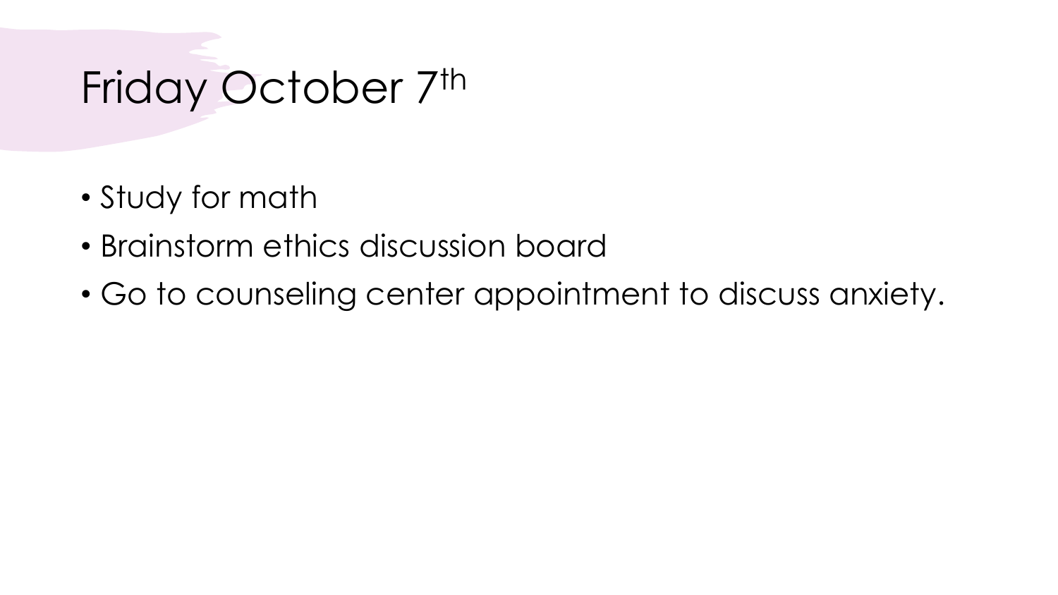# Friday October 7th

- Study for math
- Brainstorm ethics discussion board
- Go to counseling center appointment to discuss anxiety.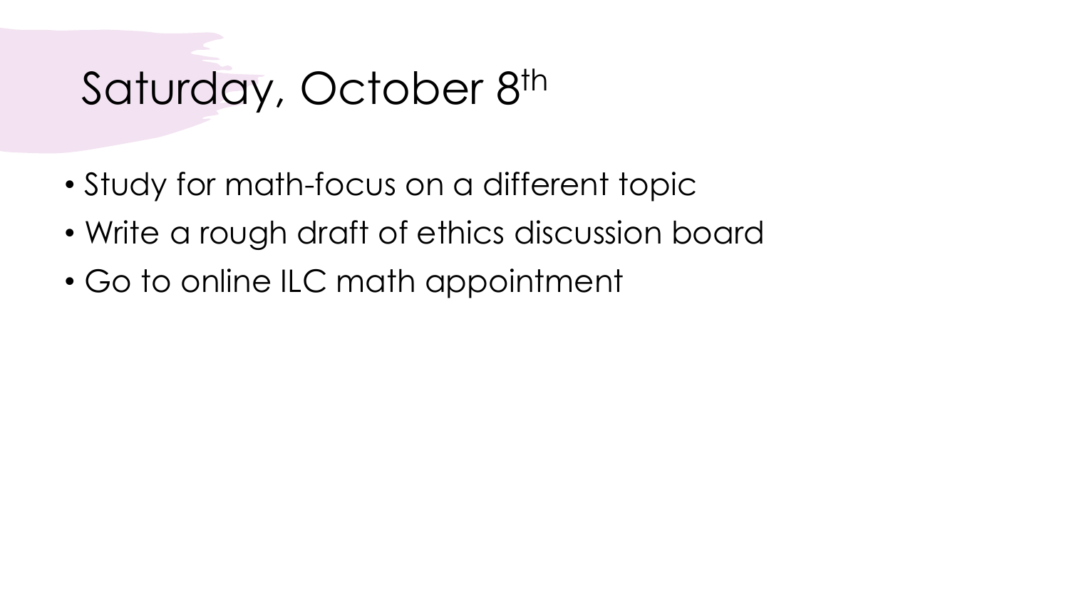# Saturday, October $8^{th}$

- Study for math-focus on a different topic
- Write a rough draft of ethics discussion board
- Go to online ILC math appointment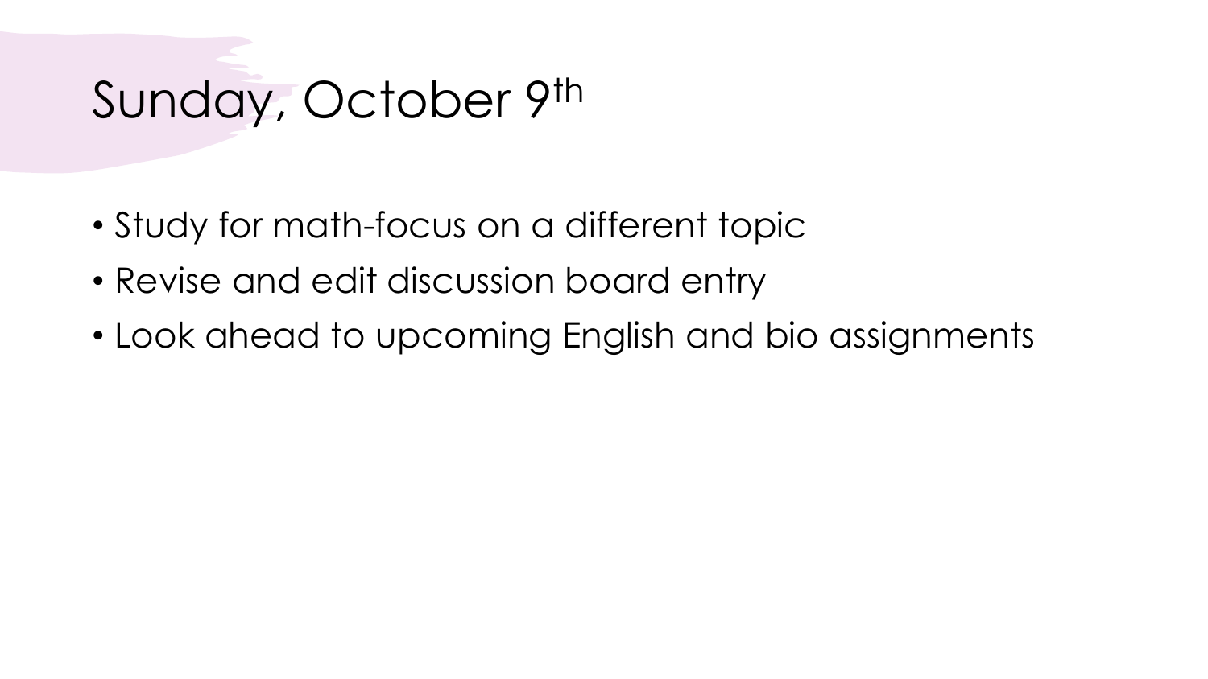# Sunday, October 9th

- Study for math-focus on a different topic
- Revise and edit discussion board entry
- Look ahead to upcoming English and bio assignments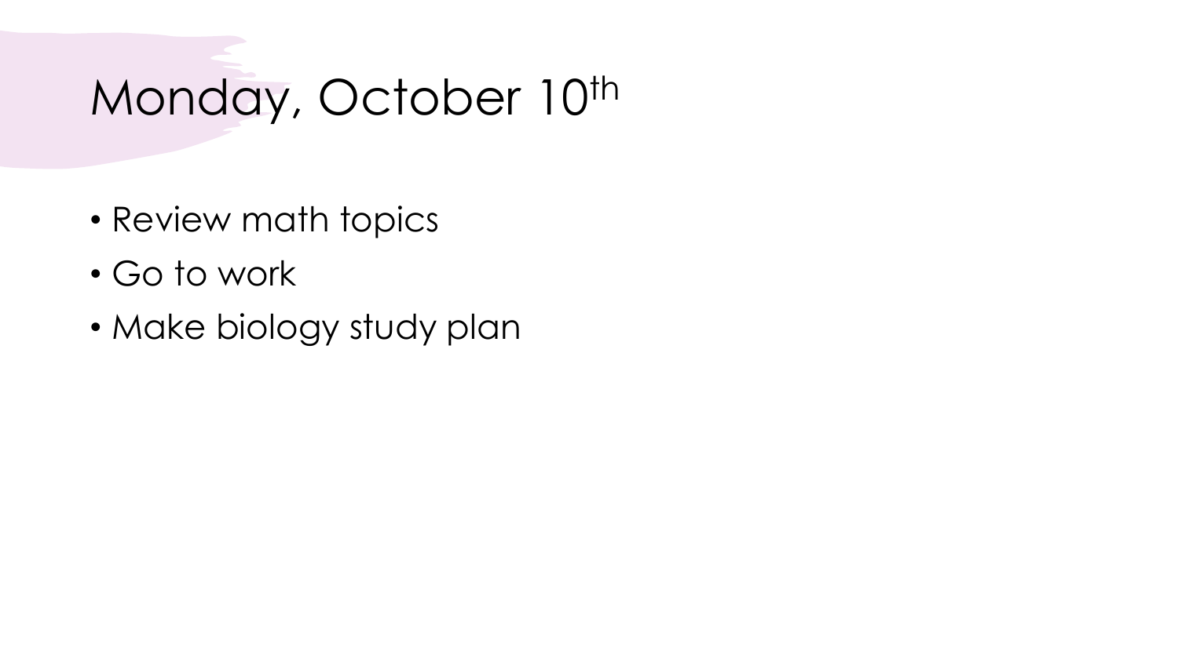# Monday, October 10th

- Review math topics
- Go to work
- Make biology study plan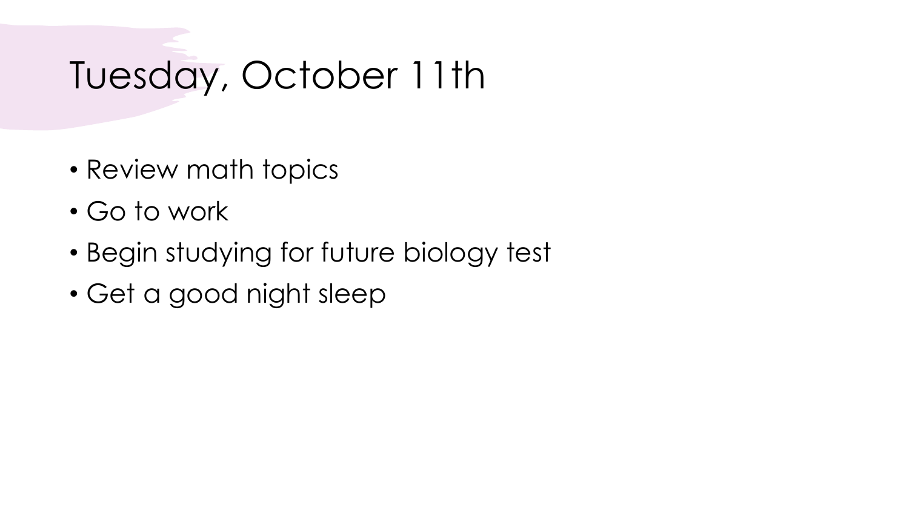# Tuesday, October 11th

- Review math topics
- Go to work
- Begin studying for future biology test
- Get a good night sleep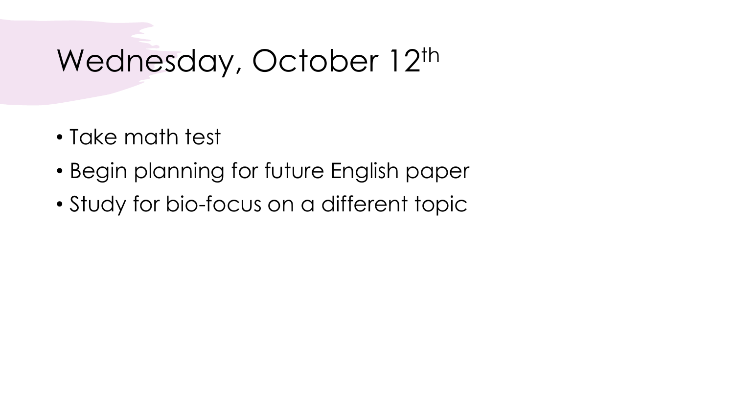# Wednesday, October 12th

- Take math test
- Begin planning for future English paper
- Study for bio-focus on a different topic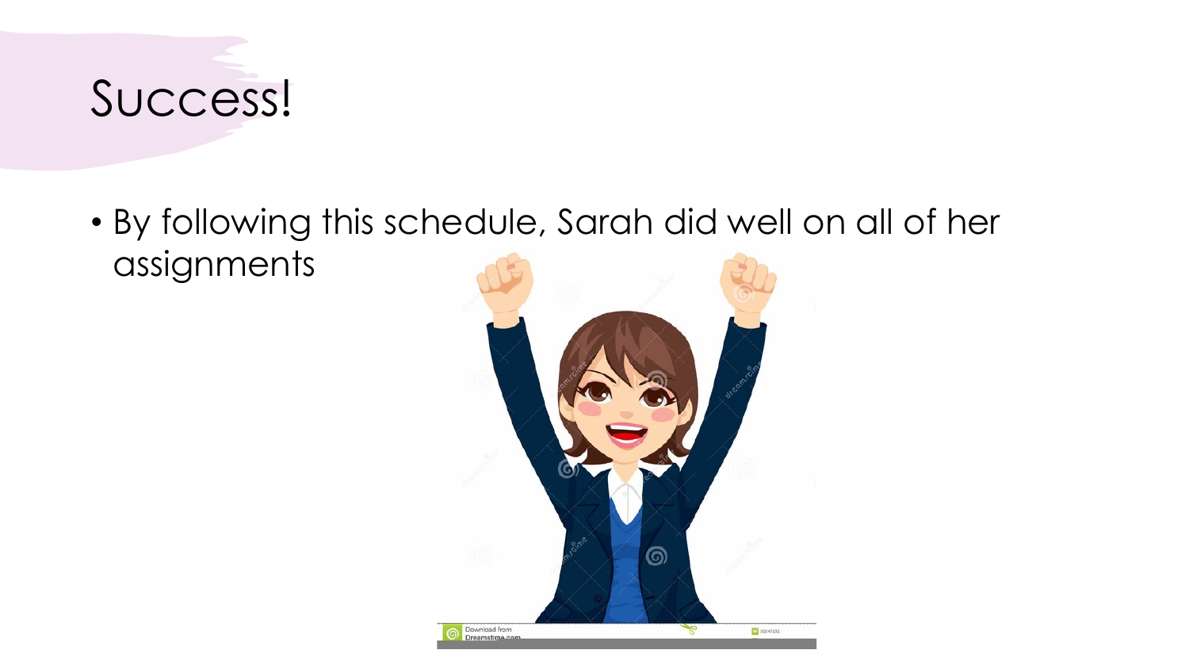# Success!

- By following this schedule, Sarah did well on all of her assignments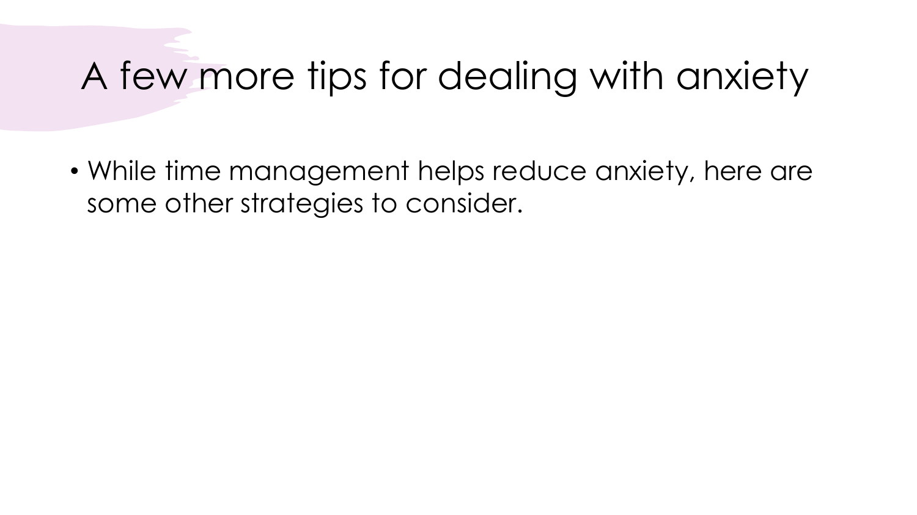# A few more tips for dealing with anxiety

- While time management helps reduce anxiety, here are some other strategies to consider.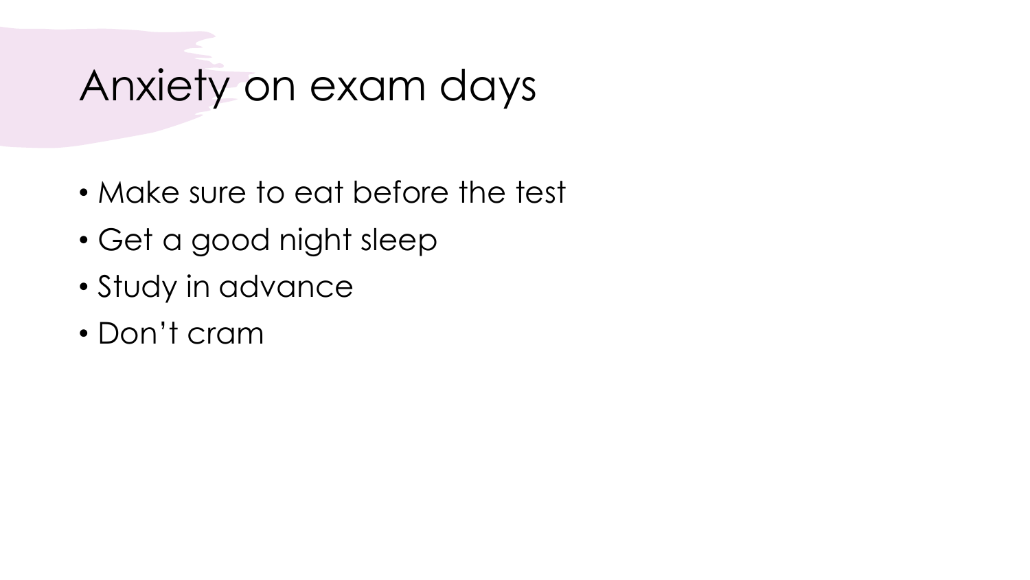# Anxiety on exam days

- Make sure to eat before the test
- Get a good night sleep
- Study in advance
- Don't cram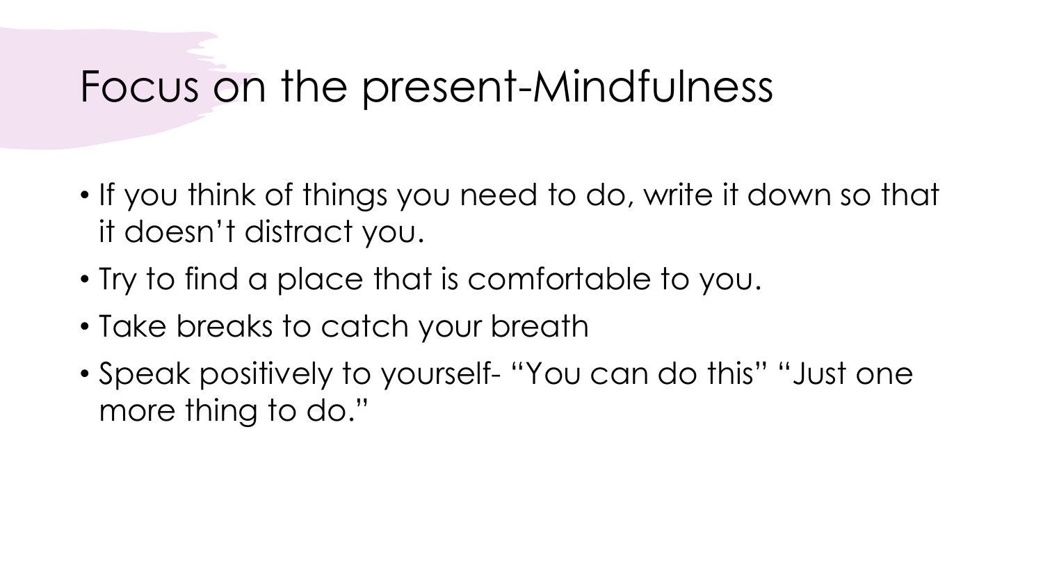# Focus on the present-Mindfulness

- If you think of things you need to do, write it down so that it doesn't distract you.
- Try to find a place that is comfortable to you.
- Take breaks to catch your breath
- Speak positively to yourself- "You can do this" "Just one more thing to do."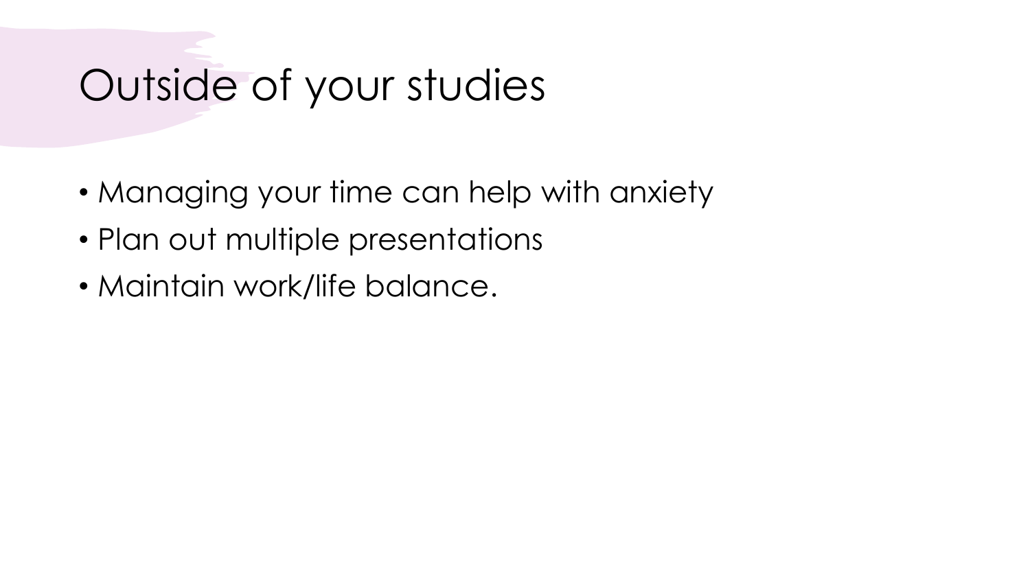# Outside of your studies

- Managing your time can help with anxiety
- Plan out multiple presentations
- Maintain work/life balance.